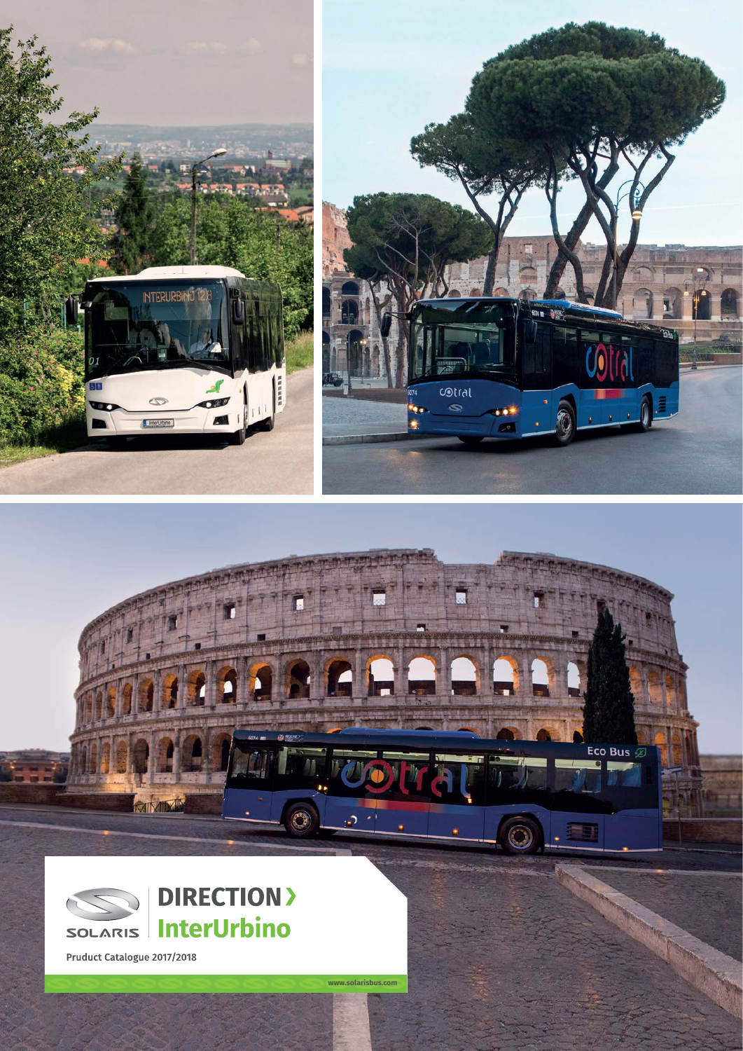SOLARIS

# DIRECTION ›
# InterUrbino

Pruduct Catalogue 2017/2018

www.solarisbus.com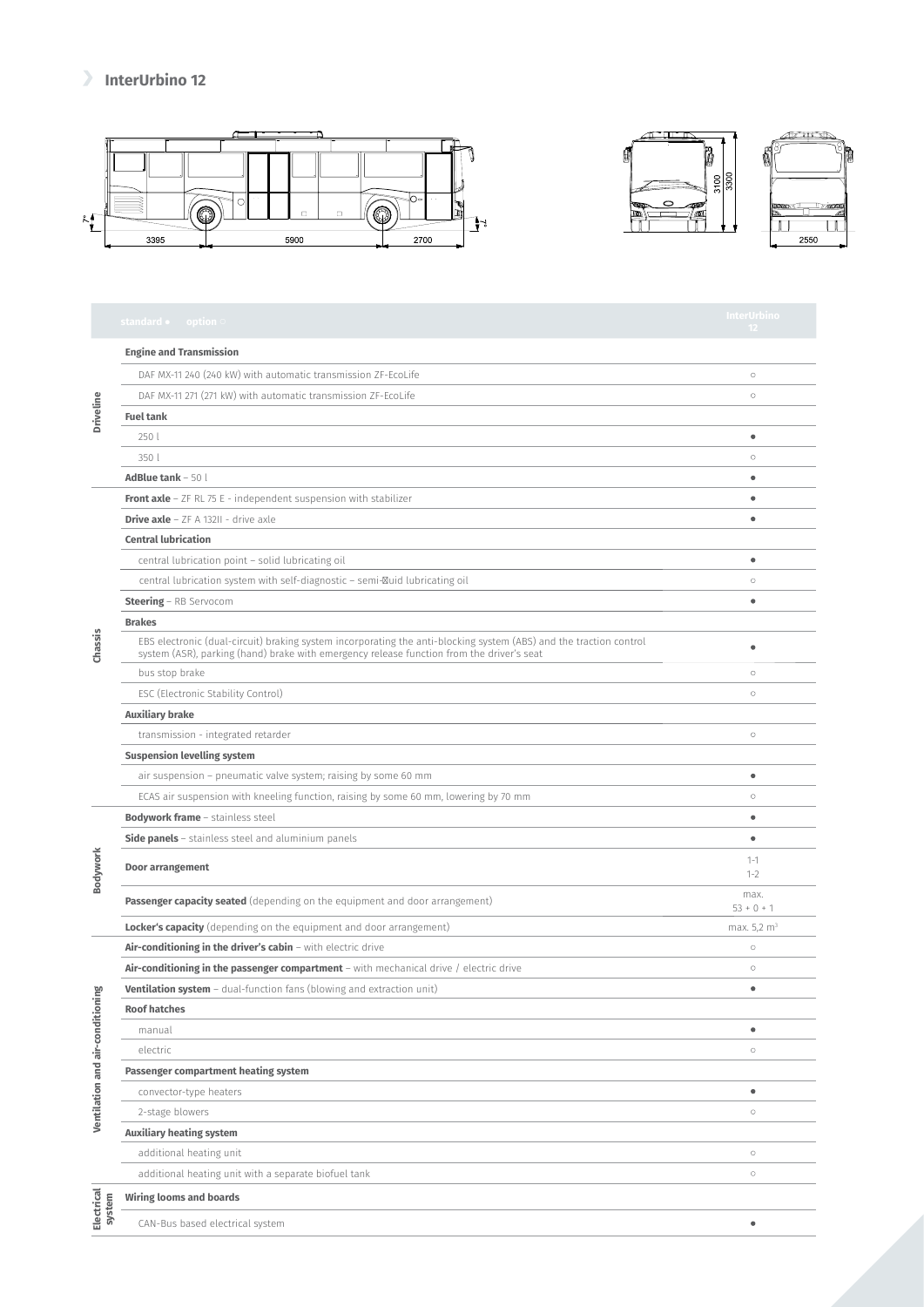## InterUrbino 12

3395 | 5900 | 2700 | 7° | 7° | 3100 | 3300 | 2550

| | standard ● option ○ | InterUrbino 12 |
|---|---|---|
| Driveline | **Engine and Transmission** | |
| | DAF MX-11 240 (240 kW) with automatic transmission ZF-EcoLife | ○ |
| | DAF MX-11 271 (271 kW) with automatic transmission ZF-EcoLife | ○ |
| | **Fuel tank** | |
| | 250 l | ● |
| | 350 l | ○ |
| | **AdBlue tank** – 50 l | ● |
| Chassis | **Front axle** – ZF RL 75 E - independent suspension with stabilizer | ● |
| | **Drive axle** – ZF A 132II - drive axle | ● |
| | **Central lubrication** | |
| | central lubrication point – solid lubricating oil | ● |
| | central lubrication system with self-diagnostic – semi-fluid lubricating oil | ○ |
| | **Steering** – RB Servocom | ● |
| | **Brakes** | |
| | EBS electronic (dual-circuit) braking system incorporating the anti-blocking system (ABS) and the traction control system (ASR), parking (hand) brake with emergency release function from the driver's seat | ● |
| | bus stop brake | ○ |
| | ESC (Electronic Stability Control) | ○ |
| | **Auxiliary brake** | |
| | transmission - integrated retarder | ○ |
| | **Suspension levelling system** | |
| | air suspension – pneumatic valve system; raising by some 60 mm | ● |
| | ECAS air suspension with kneeling function, raising by some 60 mm, lowering by 70 mm | ○ |
| Bodywork | **Bodywork frame** – stainless steel | ● |
| | **Side panels** – stainless steel and aluminium panels | ● |
| | **Door arrangement** | 1-1<br>1-2 |
| | **Passenger capacity seated** (depending on the equipment and door arrangement) | max.<br>53 + 0 + 1 |
| | **Locker's capacity** (depending on the equipment and door arrangement) | max. 5,2 $m^3$ |
| Ventilation and air-conditioning | **Air-conditioning in the driver's cabin** – with electric drive | ○ |
| | **Air-conditioning in the passenger compartment** – with mechanical drive / electric drive | ○ |
| | **Ventilation system** – dual-function fans (blowing and extraction unit) | ● |
| | **Roof hatches** | |
| | manual | ● |
| | electric | ○ |
| | **Passenger compartment heating system** | |
| | convector-type heaters | ● |
| | 2-stage blowers | ○ |
| | **Auxiliary heating system** | |
| | additional heating unit | ○ |
| | additional heating unit with a separate biofuel tank | ○ |
| Electrical system | **Wiring looms and boards** | |
| | CAN-Bus based electrical system | ● |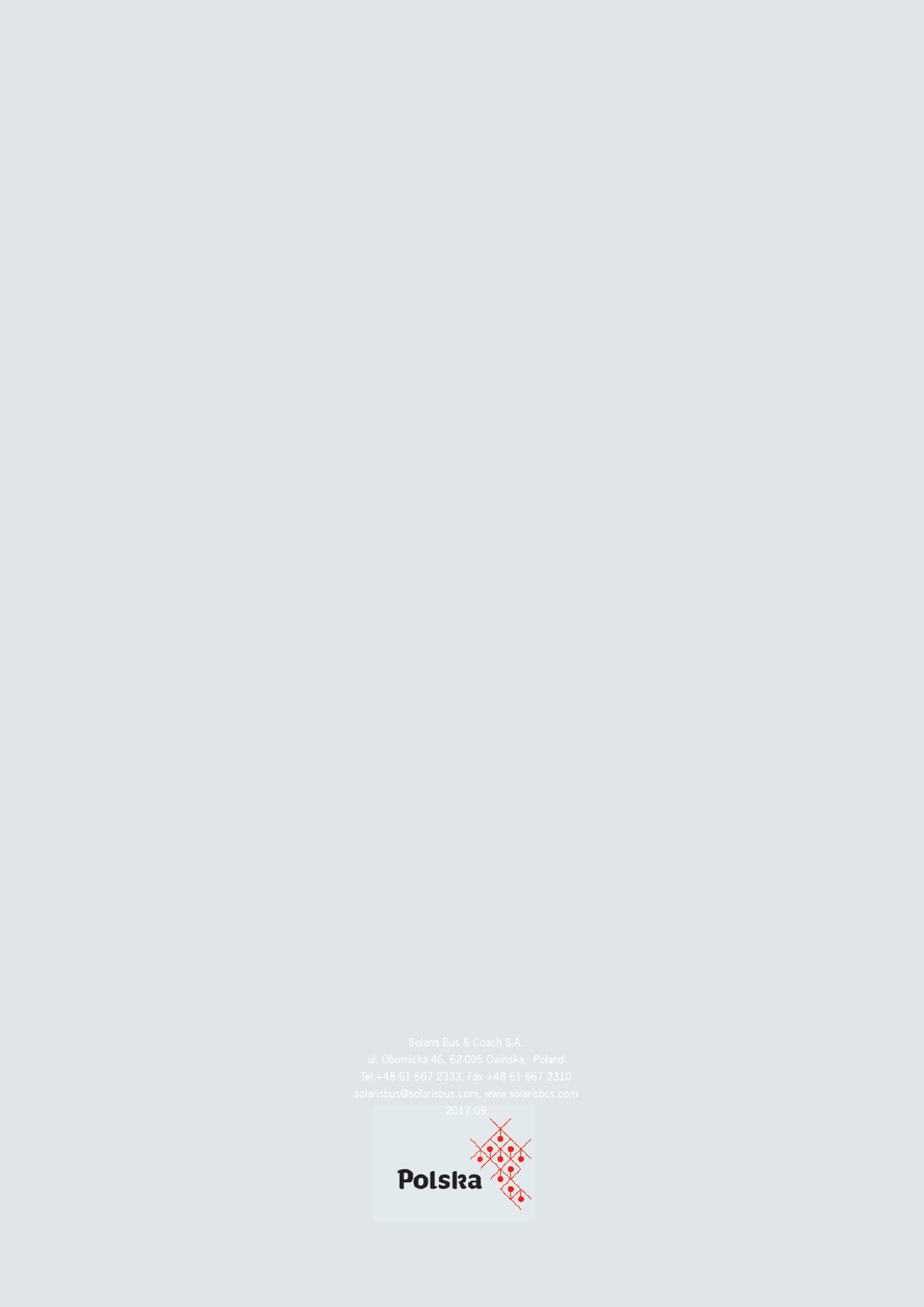Solaris Bus & Coach S.A.
ul. Obornicka 46, 62-005 Owińska, Poland
Tel.+48 61 667 2333, Fax +48 61 667 2310
solarisbus@solarisbus.com, www.solarisbus.com
2017.09

Polska